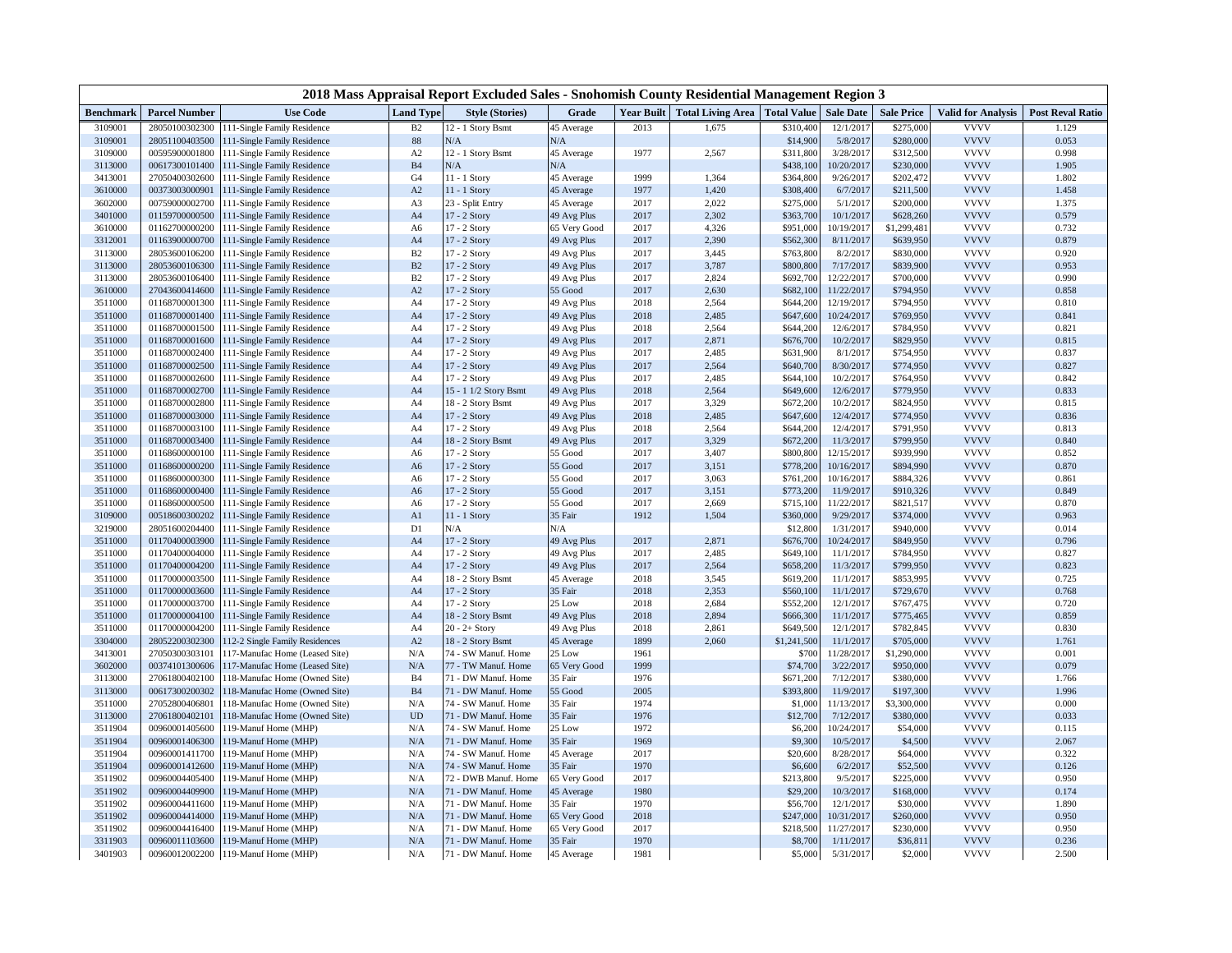# 2018 Mass Appraisal Report Excluded Sales - Snohomish County Residential Management Region 3

| Benchmark | Parcel Number | Use Code | Land Type | Style (Stories) | Grade | Year Built | Total Living Area | Total Value | Sale Date | Sale Price | Valid for Analysis | Post Reval Ratio |
|---|---|---|---|---|---|---|---|---|---|---|---|---|
| 3109001 | 28050100302300 | 111-Single Family Residence | B2 | 12 - 1 Story Bsmt | 45 Average | 2013 | 1,675 | $310,400 | 12/1/2017 | $275,000 | VVVV | 1.129 |
| 3109001 | 28051100403500 | 111-Single Family Residence | 88 | N/A | N/A | | | $14,900 | 5/8/2017 | $280,000 | VVVV | 0.053 |
| 3109000 | 00595900001800 | 111-Single Family Residence | A2 | 12 - 1 Story Bsmt | 45 Average | 1977 | 2,567 | $311,800 | 3/28/2017 | $312,500 | VVVV | 0.998 |
| 3113000 | 00617300101400 | 111-Single Family Residence | B4 | N/A | N/A | | | $438,100 | 10/20/2017 | $230,000 | VVVV | 1.905 |
| 3413001 | 27050400302600 | 111-Single Family Residence | G4 | 11 - 1 Story | 45 Average | 1999 | 1,364 | $364,800 | 9/26/2017 | $202,472 | VVVV | 1.802 |
| 3610000 | 00373003000901 | 111-Single Family Residence | A2 | 11 - 1 Story | 45 Average | 1977 | 1,420 | $308,400 | 6/7/2017 | $211,500 | VVVV | 1.458 |
| 3602000 | 00759000002700 | 111-Single Family Residence | A3 | 23 - Split Entry | 45 Average | 2017 | 2,022 | $275,000 | 5/1/2017 | $200,000 | VVVV | 1.375 |
| 3401000 | 01159700000500 | 111-Single Family Residence | A4 | 17 - 2 Story | 49 Avg Plus | 2017 | 2,302 | $363,700 | 10/1/2017 | $628,260 | VVVV | 0.579 |
| 3610000 | 01162700000200 | 111-Single Family Residence | A6 | 17 - 2 Story | 65 Very Good | 2017 | 4,326 | $951,000 | 10/19/2017 | $1,299,481 | VVVV | 0.732 |
| 3312001 | 01163900000700 | 111-Single Family Residence | A4 | 17 - 2 Story | 49 Avg Plus | 2017 | 2,390 | $562,300 | 8/11/2017 | $639,950 | VVVV | 0.879 |
| 3113000 | 28053600106200 | 111-Single Family Residence | B2 | 17 - 2 Story | 49 Avg Plus | 2017 | 3,445 | $763,800 | 8/2/2017 | $830,000 | VVVV | 0.920 |
| 3113000 | 28053600106300 | 111-Single Family Residence | B2 | 17 - 2 Story | 49 Avg Plus | 2017 | 3,787 | $800,800 | 7/17/2017 | $839,900 | VVVV | 0.953 |
| 3113000 | 28053600106400 | 111-Single Family Residence | B2 | 17 - 2 Story | 49 Avg Plus | 2017 | 2,824 | $692,700 | 12/22/2017 | $700,000 | VVVV | 0.990 |
| 3610000 | 27043600414600 | 111-Single Family Residence | A2 | 17 - 2 Story | 55 Good | 2017 | 2,630 | $682,100 | 11/22/2017 | $794,950 | VVVV | 0.858 |
| 3511000 | 01168700001300 | 111-Single Family Residence | A4 | 17 - 2 Story | 49 Avg Plus | 2018 | 2,564 | $644,200 | 12/19/2017 | $794,950 | VVVV | 0.810 |
| 3511000 | 01168700001400 | 111-Single Family Residence | A4 | 17 - 2 Story | 49 Avg Plus | 2018 | 2,485 | $647,600 | 10/24/2017 | $769,950 | VVVV | 0.841 |
| 3511000 | 01168700001500 | 111-Single Family Residence | A4 | 17 - 2 Story | 49 Avg Plus | 2018 | 2,564 | $644,200 | 12/6/2017 | $784,950 | VVVV | 0.821 |
| 3511000 | 01168700001600 | 111-Single Family Residence | A4 | 17 - 2 Story | 49 Avg Plus | 2017 | 2,871 | $676,700 | 10/2/2017 | $829,950 | VVVV | 0.815 |
| 3511000 | 01168700002400 | 111-Single Family Residence | A4 | 17 - 2 Story | 49 Avg Plus | 2017 | 2,485 | $631,900 | 8/1/2017 | $754,950 | VVVV | 0.837 |
| 3511000 | 01168700002500 | 111-Single Family Residence | A4 | 17 - 2 Story | 49 Avg Plus | 2017 | 2,564 | $640,700 | 8/30/2017 | $774,950 | VVVV | 0.827 |
| 3511000 | 01168700002600 | 111-Single Family Residence | A4 | 17 - 2 Story | 49 Avg Plus | 2017 | 2,485 | $644,100 | 10/2/2017 | $764,950 | VVVV | 0.842 |
| 3511000 | 01168700002700 | 111-Single Family Residence | A4 | 15 - 1 1/2 Story Bsmt | 49 Avg Plus | 2018 | 2,564 | $649,600 | 12/6/2017 | $779,950 | VVVV | 0.833 |
| 3511000 | 01168700002800 | 111-Single Family Residence | A4 | 18 - 2 Story Bsmt | 49 Avg Plus | 2017 | 3,329 | $672,200 | 10/2/2017 | $824,950 | VVVV | 0.815 |
| 3511000 | 01168700003000 | 111-Single Family Residence | A4 | 17 - 2 Story | 49 Avg Plus | 2018 | 2,485 | $647,600 | 12/4/2017 | $774,950 | VVVV | 0.836 |
| 3511000 | 01168700003100 | 111-Single Family Residence | A4 | 17 - 2 Story | 49 Avg Plus | 2018 | 2,564 | $644,200 | 12/4/2017 | $791,950 | VVVV | 0.813 |
| 3511000 | 01168700003400 | 111-Single Family Residence | A4 | 18 - 2 Story Bsmt | 49 Avg Plus | 2017 | 3,329 | $672,200 | 11/3/2017 | $799,950 | VVVV | 0.840 |
| 3511000 | 01168600000100 | 111-Single Family Residence | A6 | 17 - 2 Story | 55 Good | 2017 | 3,407 | $800,800 | 12/15/2017 | $939,990 | VVVV | 0.852 |
| 3511000 | 01168600000200 | 111-Single Family Residence | A6 | 17 - 2 Story | 55 Good | 2017 | 3,151 | $778,200 | 10/16/2017 | $894,990 | VVVV | 0.870 |
| 3511000 | 01168600000300 | 111-Single Family Residence | A6 | 17 - 2 Story | 55 Good | 2017 | 3,063 | $761,200 | 10/16/2017 | $884,326 | VVVV | 0.861 |
| 3511000 | 01168600000400 | 111-Single Family Residence | A6 | 17 - 2 Story | 55 Good | 2017 | 3,151 | $773,200 | 11/9/2017 | $910,326 | VVVV | 0.849 |
| 3511000 | 01168600000500 | 111-Single Family Residence | A6 | 17 - 2 Story | 55 Good | 2017 | 2,669 | $715,100 | 11/22/2017 | $821,517 | VVVV | 0.870 |
| 3109000 | 00518600300202 | 111-Single Family Residence | A1 | 11 - 1 Story | 35 Fair | 1912 | 1,504 | $360,000 | 9/29/2017 | $374,000 | VVVV | 0.963 |
| 3219000 | 28051600204400 | 111-Single Family Residence | D1 | N/A | N/A | | | $12,800 | 1/31/2017 | $940,000 | VVVV | 0.014 |
| 3511000 | 01170400003900 | 111-Single Family Residence | A4 | 17 - 2 Story | 49 Avg Plus | 2017 | 2,871 | $676,700 | 10/24/2017 | $849,950 | VVVV | 0.796 |
| 3511000 | 01170400004000 | 111-Single Family Residence | A4 | 17 - 2 Story | 49 Avg Plus | 2017 | 2,485 | $649,100 | 11/1/2017 | $784,950 | VVVV | 0.827 |
| 3511000 | 01170400004200 | 111-Single Family Residence | A4 | 17 - 2 Story | 49 Avg Plus | 2017 | 2,564 | $658,200 | 11/3/2017 | $799,950 | VVVV | 0.823 |
| 3511000 | 01170000003500 | 111-Single Family Residence | A4 | 18 - 2 Story Bsmt | 45 Average | 2018 | 3,545 | $619,200 | 11/1/2017 | $853,995 | VVVV | 0.725 |
| 3511000 | 01170000003600 | 111-Single Family Residence | A4 | 17 - 2 Story | 35 Fair | 2018 | 2,353 | $560,100 | 11/1/2017 | $729,670 | VVVV | 0.768 |
| 3511000 | 01170000003700 | 111-Single Family Residence | A4 | 17 - 2 Story | 25 Low | 2018 | 2,684 | $552,200 | 12/1/2017 | $767,475 | VVVV | 0.720 |
| 3511000 | 01170000004100 | 111-Single Family Residence | A4 | 18 - 2 Story Bsmt | 49 Avg Plus | 2018 | 2,894 | $666,300 | 11/1/2017 | $775,465 | VVVV | 0.859 |
| 3511000 | 01170000004200 | 111-Single Family Residence | A4 | 20 - 2+ Story | 49 Avg Plus | 2018 | 2,861 | $649,500 | 12/1/2017 | $782,845 | VVVV | 0.830 |
| 3304000 | 28052200302300 | 112-2 Single Family Residences | A2 | 18 - 2 Story Bsmt | 45 Average | 1899 | 2,060 | $1,241,500 | 11/1/2017 | $705,000 | VVVV | 1.761 |
| 3413001 | 27050300303101 | 117-Manufac Home (Leased Site) | N/A | 74 - SW Manuf. Home | 25 Low | 1961 | | $700 | 11/28/2017 | $1,290,000 | VVVV | 0.001 |
| 3602000 | 00374101300606 | 117-Manufac Home (Leased Site) | N/A | 77 - TW Manuf. Home | 65 Very Good | 1999 | | $74,700 | 3/22/2017 | $950,000 | VVVV | 0.079 |
| 3113000 | 27061800402100 | 118-Manufac Home (Owned Site) | B4 | 71 - DW Manuf. Home | 35 Fair | 1976 | | $671,200 | 7/12/2017 | $380,000 | VVVV | 1.766 |
| 3113000 | 00617300200302 | 118-Manufac Home (Owned Site) | B4 | 71 - DW Manuf. Home | 55 Good | 2005 | | $393,800 | 11/9/2017 | $197,300 | VVVV | 1.996 |
| 3511000 | 27052800406801 | 118-Manufac Home (Owned Site) | N/A | 74 - SW Manuf. Home | 35 Fair | 1974 | | $1,000 | 11/13/2017 | $3,300,000 | VVVV | 0.000 |
| 3113000 | 27061800402101 | 118-Manufac Home (Owned Site) | UD | 71 - DW Manuf. Home | 35 Fair | 1976 | | $12,700 | 7/12/2017 | $380,000 | VVVV | 0.033 |
| 3511904 | 00960001405600 | 119-Manuf Home (MHP) | N/A | 74 - SW Manuf. Home | 25 Low | 1972 | | $6,200 | 10/24/2017 | $54,000 | VVVV | 0.115 |
| 3511904 | 00960001406300 | 119-Manuf Home (MHP) | N/A | 71 - DW Manuf. Home | 35 Fair | 1969 | | $9,300 | 10/5/2017 | $4,500 | VVVV | 2.067 |
| 3511904 | 00960001411700 | 119-Manuf Home (MHP) | N/A | 74 - SW Manuf. Home | 45 Average | 2017 | | $20,600 | 8/28/2017 | $64,000 | VVVV | 0.322 |
| 3511904 | 00960001412600 | 119-Manuf Home (MHP) | N/A | 74 - SW Manuf. Home | 35 Fair | 1970 | | $6,600 | 6/2/2017 | $52,500 | VVVV | 0.126 |
| 3511902 | 00960004405400 | 119-Manuf Home (MHP) | N/A | 72 - DWB Manuf. Home | 65 Very Good | 2017 | | $213,800 | 9/5/2017 | $225,000 | VVVV | 0.950 |
| 3511902 | 00960004409900 | 119-Manuf Home (MHP) | N/A | 71 - DW Manuf. Home | 45 Average | 1980 | | $29,200 | 10/3/2017 | $168,000 | VVVV | 0.174 |
| 3511902 | 00960004411600 | 119-Manuf Home (MHP) | N/A | 71 - DW Manuf. Home | 35 Fair | 1970 | | $56,700 | 12/1/2017 | $30,000 | VVVV | 1.890 |
| 3511902 | 00960004414000 | 119-Manuf Home (MHP) | N/A | 71 - DW Manuf. Home | 65 Very Good | 2018 | | $247,000 | 10/31/2017 | $260,000 | VVVV | 0.950 |
| 3511902 | 00960004416400 | 119-Manuf Home (MHP) | N/A | 71 - DW Manuf. Home | 65 Very Good | 2017 | | $218,500 | 11/27/2017 | $230,000 | VVVV | 0.950 |
| 3311903 | 00960011103600 | 119-Manuf Home (MHP) | N/A | 71 - DW Manuf. Home | 35 Fair | 1970 | | $8,700 | 1/11/2017 | $36,811 | VVVV | 0.236 |
| 3401903 | 00960012002200 | 119-Manuf Home (MHP) | N/A | 71 - DW Manuf. Home | 45 Average | 1981 | | $5,000 | 5/31/2017 | $2,000 | VVVV | 2.500 |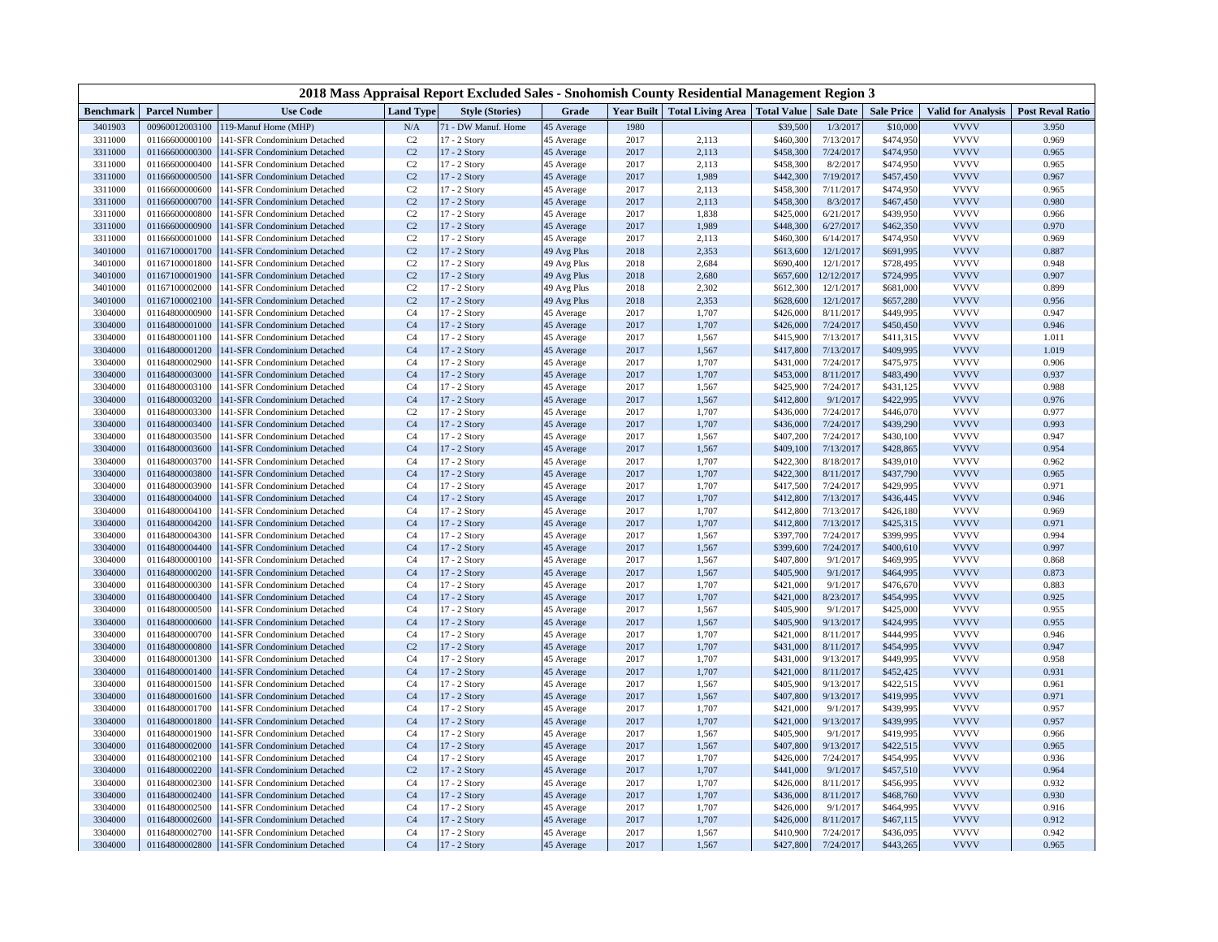# 2018 Mass Appraisal Report Excluded Sales - Snohomish County Residential Management Region 3

| Benchmark | Parcel Number | Use Code | Land Type | Style (Stories) | Grade | Year Built | Total Living Area | Total Value | Sale Date | Sale Price | Valid for Analysis | Post Reval Ratio |
|---|---|---|---|---|---|---|---|---|---|---|---|---|
| 3401903 | 00960012003100 | 119-Manuf Home (MHP) | N/A | 71 - DW Manuf. Home | 45 Average | 1980 | | $39,500 | 1/3/2017 | $10,000 | VVVV | 3.950 |
| 3311000 | 01166600000100 | 141-SFR Condominium Detached | C2 | 17 - 2 Story | 45 Average | 2017 | 2,113 | $460,300 | 7/13/2017 | $474,950 | VVVV | 0.969 |
| 3311000 | 01166600000300 | 141-SFR Condominium Detached | C2 | 17 - 2 Story | 45 Average | 2017 | 2,113 | $458,300 | 7/24/2017 | $474,950 | VVVV | 0.965 |
| 3311000 | 01166600000400 | 141-SFR Condominium Detached | C2 | 17 - 2 Story | 45 Average | 2017 | 2,113 | $458,300 | 8/2/2017 | $474,950 | VVVV | 0.965 |
| 3311000 | 01166600000500 | 141-SFR Condominium Detached | C2 | 17 - 2 Story | 45 Average | 2017 | 1,989 | $442,300 | 7/19/2017 | $457,450 | VVVV | 0.967 |
| 3311000 | 01166600000600 | 141-SFR Condominium Detached | C2 | 17 - 2 Story | 45 Average | 2017 | 2,113 | $458,300 | 7/11/2017 | $474,950 | VVVV | 0.965 |
| 3311000 | 01166600000700 | 141-SFR Condominium Detached | C2 | 17 - 2 Story | 45 Average | 2017 | 2,113 | $458,300 | 8/3/2017 | $467,450 | VVVV | 0.980 |
| 3311000 | 01166600000800 | 141-SFR Condominium Detached | C2 | 17 - 2 Story | 45 Average | 2017 | 1,838 | $425,000 | 6/21/2017 | $439,950 | VVVV | 0.966 |
| 3311000 | 01166600000900 | 141-SFR Condominium Detached | C2 | 17 - 2 Story | 45 Average | 2017 | 1,989 | $448,300 | 6/27/2017 | $462,350 | VVVV | 0.970 |
| 3311000 | 01166600001000 | 141-SFR Condominium Detached | C2 | 17 - 2 Story | 45 Average | 2017 | 2,113 | $460,300 | 6/14/2017 | $474,950 | VVVV | 0.969 |
| 3401000 | 01167100001700 | 141-SFR Condominium Detached | C2 | 17 - 2 Story | 49 Avg Plus | 2018 | 2,353 | $613,600 | 12/1/2017 | $691,995 | VVVV | 0.887 |
| 3401000 | 01167100001800 | 141-SFR Condominium Detached | C2 | 17 - 2 Story | 49 Avg Plus | 2018 | 2,684 | $690,400 | 12/1/2017 | $728,495 | VVVV | 0.948 |
| 3401000 | 01167100001900 | 141-SFR Condominium Detached | C2 | 17 - 2 Story | 49 Avg Plus | 2018 | 2,680 | $657,600 | 12/12/2017 | $724,995 | VVVV | 0.907 |
| 3401000 | 01167100002000 | 141-SFR Condominium Detached | C2 | 17 - 2 Story | 49 Avg Plus | 2018 | 2,302 | $612,300 | 12/1/2017 | $681,000 | VVVV | 0.899 |
| 3401000 | 01167100002100 | 141-SFR Condominium Detached | C2 | 17 - 2 Story | 49 Avg Plus | 2018 | 2,353 | $628,600 | 12/1/2017 | $657,280 | VVVV | 0.956 |
| 3304000 | 01164800000900 | 141-SFR Condominium Detached | C4 | 17 - 2 Story | 45 Average | 2017 | 1,707 | $426,000 | 8/11/2017 | $449,995 | VVVV | 0.947 |
| 3304000 | 01164800001000 | 141-SFR Condominium Detached | C4 | 17 - 2 Story | 45 Average | 2017 | 1,707 | $426,000 | 7/24/2017 | $450,450 | VVVV | 0.946 |
| 3304000 | 01164800001100 | 141-SFR Condominium Detached | C4 | 17 - 2 Story | 45 Average | 2017 | 1,567 | $415,900 | 7/13/2017 | $411,315 | VVVV | 1.011 |
| 3304000 | 01164800001200 | 141-SFR Condominium Detached | C4 | 17 - 2 Story | 45 Average | 2017 | 1,567 | $417,800 | 7/13/2017 | $409,995 | VVVV | 1.019 |
| 3304000 | 01164800002900 | 141-SFR Condominium Detached | C4 | 17 - 2 Story | 45 Average | 2017 | 1,707 | $431,000 | 7/24/2017 | $475,975 | VVVV | 0.906 |
| 3304000 | 01164800003000 | 141-SFR Condominium Detached | C4 | 17 - 2 Story | 45 Average | 2017 | 1,707 | $453,000 | 8/11/2017 | $483,490 | VVVV | 0.937 |
| 3304000 | 01164800003100 | 141-SFR Condominium Detached | C4 | 17 - 2 Story | 45 Average | 2017 | 1,567 | $425,900 | 7/24/2017 | $431,125 | VVVV | 0.988 |
| 3304000 | 01164800003200 | 141-SFR Condominium Detached | C4 | 17 - 2 Story | 45 Average | 2017 | 1,567 | $412,800 | 9/1/2017 | $422,995 | VVVV | 0.976 |
| 3304000 | 01164800003300 | 141-SFR Condominium Detached | C2 | 17 - 2 Story | 45 Average | 2017 | 1,707 | $436,000 | 7/24/2017 | $446,070 | VVVV | 0.977 |
| 3304000 | 01164800003400 | 141-SFR Condominium Detached | C4 | 17 - 2 Story | 45 Average | 2017 | 1,707 | $436,000 | 7/24/2017 | $439,290 | VVVV | 0.993 |
| 3304000 | 01164800003500 | 141-SFR Condominium Detached | C4 | 17 - 2 Story | 45 Average | 2017 | 1,567 | $407,200 | 7/24/2017 | $430,100 | VVVV | 0.947 |
| 3304000 | 01164800003600 | 141-SFR Condominium Detached | C4 | 17 - 2 Story | 45 Average | 2017 | 1,567 | $409,100 | 7/13/2017 | $428,865 | VVVV | 0.954 |
| 3304000 | 01164800003700 | 141-SFR Condominium Detached | C4 | 17 - 2 Story | 45 Average | 2017 | 1,707 | $422,300 | 8/18/2017 | $439,010 | VVVV | 0.962 |
| 3304000 | 01164800003800 | 141-SFR Condominium Detached | C4 | 17 - 2 Story | 45 Average | 2017 | 1,707 | $422,300 | 8/11/2017 | $437,790 | VVVV | 0.965 |
| 3304000 | 01164800003900 | 141-SFR Condominium Detached | C4 | 17 - 2 Story | 45 Average | 2017 | 1,707 | $417,500 | 7/24/2017 | $429,995 | VVVV | 0.971 |
| 3304000 | 01164800004000 | 141-SFR Condominium Detached | C4 | 17 - 2 Story | 45 Average | 2017 | 1,707 | $412,800 | 7/13/2017 | $436,445 | VVVV | 0.946 |
| 3304000 | 01164800004100 | 141-SFR Condominium Detached | C4 | 17 - 2 Story | 45 Average | 2017 | 1,707 | $412,800 | 7/13/2017 | $426,180 | VVVV | 0.969 |
| 3304000 | 01164800004200 | 141-SFR Condominium Detached | C4 | 17 - 2 Story | 45 Average | 2017 | 1,707 | $412,800 | 7/13/2017 | $425,315 | VVVV | 0.971 |
| 3304000 | 01164800004300 | 141-SFR Condominium Detached | C4 | 17 - 2 Story | 45 Average | 2017 | 1,567 | $397,700 | 7/24/2017 | $399,995 | VVVV | 0.994 |
| 3304000 | 01164800004400 | 141-SFR Condominium Detached | C4 | 17 - 2 Story | 45 Average | 2017 | 1,567 | $399,600 | 7/24/2017 | $400,610 | VVVV | 0.997 |
| 3304000 | 01164800000100 | 141-SFR Condominium Detached | C4 | 17 - 2 Story | 45 Average | 2017 | 1,567 | $407,800 | 9/1/2017 | $469,995 | VVVV | 0.868 |
| 3304000 | 01164800000200 | 141-SFR Condominium Detached | C4 | 17 - 2 Story | 45 Average | 2017 | 1,567 | $405,900 | 9/1/2017 | $464,995 | VVVV | 0.873 |
| 3304000 | 01164800000300 | 141-SFR Condominium Detached | C4 | 17 - 2 Story | 45 Average | 2017 | 1,707 | $421,000 | 9/1/2017 | $476,670 | VVVV | 0.883 |
| 3304000 | 01164800000400 | 141-SFR Condominium Detached | C4 | 17 - 2 Story | 45 Average | 2017 | 1,707 | $421,000 | 8/23/2017 | $454,995 | VVVV | 0.925 |
| 3304000 | 01164800000500 | 141-SFR Condominium Detached | C4 | 17 - 2 Story | 45 Average | 2017 | 1,567 | $405,900 | 9/1/2017 | $425,000 | VVVV | 0.955 |
| 3304000 | 01164800000600 | 141-SFR Condominium Detached | C4 | 17 - 2 Story | 45 Average | 2017 | 1,567 | $405,900 | 9/13/2017 | $424,995 | VVVV | 0.955 |
| 3304000 | 01164800000700 | 141-SFR Condominium Detached | C4 | 17 - 2 Story | 45 Average | 2017 | 1,707 | $421,000 | 8/11/2017 | $444,995 | VVVV | 0.946 |
| 3304000 | 01164800000800 | 141-SFR Condominium Detached | C2 | 17 - 2 Story | 45 Average | 2017 | 1,707 | $431,000 | 8/11/2017 | $454,995 | VVVV | 0.947 |
| 3304000 | 01164800001300 | 141-SFR Condominium Detached | C4 | 17 - 2 Story | 45 Average | 2017 | 1,707 | $431,000 | 9/13/2017 | $449,995 | VVVV | 0.958 |
| 3304000 | 01164800001400 | 141-SFR Condominium Detached | C4 | 17 - 2 Story | 45 Average | 2017 | 1,707 | $421,000 | 8/11/2017 | $452,425 | VVVV | 0.931 |
| 3304000 | 01164800001500 | 141-SFR Condominium Detached | C4 | 17 - 2 Story | 45 Average | 2017 | 1,567 | $405,900 | 9/13/2017 | $422,515 | VVVV | 0.961 |
| 3304000 | 01164800001600 | 141-SFR Condominium Detached | C4 | 17 - 2 Story | 45 Average | 2017 | 1,567 | $407,800 | 9/13/2017 | $419,995 | VVVV | 0.971 |
| 3304000 | 01164800001700 | 141-SFR Condominium Detached | C4 | 17 - 2 Story | 45 Average | 2017 | 1,707 | $421,000 | 9/1/2017 | $439,995 | VVVV | 0.957 |
| 3304000 | 01164800001800 | 141-SFR Condominium Detached | C4 | 17 - 2 Story | 45 Average | 2017 | 1,707 | $421,000 | 9/13/2017 | $439,995 | VVVV | 0.957 |
| 3304000 | 01164800001900 | 141-SFR Condominium Detached | C4 | 17 - 2 Story | 45 Average | 2017 | 1,567 | $405,900 | 9/1/2017 | $419,995 | VVVV | 0.966 |
| 3304000 | 01164800002000 | 141-SFR Condominium Detached | C4 | 17 - 2 Story | 45 Average | 2017 | 1,567 | $407,800 | 9/13/2017 | $422,515 | VVVV | 0.965 |
| 3304000 | 01164800002100 | 141-SFR Condominium Detached | C4 | 17 - 2 Story | 45 Average | 2017 | 1,707 | $426,000 | 7/24/2017 | $454,995 | VVVV | 0.936 |
| 3304000 | 01164800002200 | 141-SFR Condominium Detached | C2 | 17 - 2 Story | 45 Average | 2017 | 1,707 | $441,000 | 9/1/2017 | $457,510 | VVVV | 0.964 |
| 3304000 | 01164800002300 | 141-SFR Condominium Detached | C4 | 17 - 2 Story | 45 Average | 2017 | 1,707 | $426,000 | 8/11/2017 | $456,995 | VVVV | 0.932 |
| 3304000 | 01164800002400 | 141-SFR Condominium Detached | C4 | 17 - 2 Story | 45 Average | 2017 | 1,707 | $436,000 | 8/11/2017 | $468,760 | VVVV | 0.930 |
| 3304000 | 01164800002500 | 141-SFR Condominium Detached | C4 | 17 - 2 Story | 45 Average | 2017 | 1,707 | $426,000 | 9/1/2017 | $464,995 | VVVV | 0.916 |
| 3304000 | 01164800002600 | 141-SFR Condominium Detached | C4 | 17 - 2 Story | 45 Average | 2017 | 1,707 | $426,000 | 8/11/2017 | $467,115 | VVVV | 0.912 |
| 3304000 | 01164800002700 | 141-SFR Condominium Detached | C4 | 17 - 2 Story | 45 Average | 2017 | 1,567 | $410,900 | 7/24/2017 | $436,095 | VVVV | 0.942 |
| 3304000 | 01164800002800 | 141-SFR Condominium Detached | C4 | 17 - 2 Story | 45 Average | 2017 | 1,567 | $427,800 | 7/24/2017 | $443,265 | VVVV | 0.965 |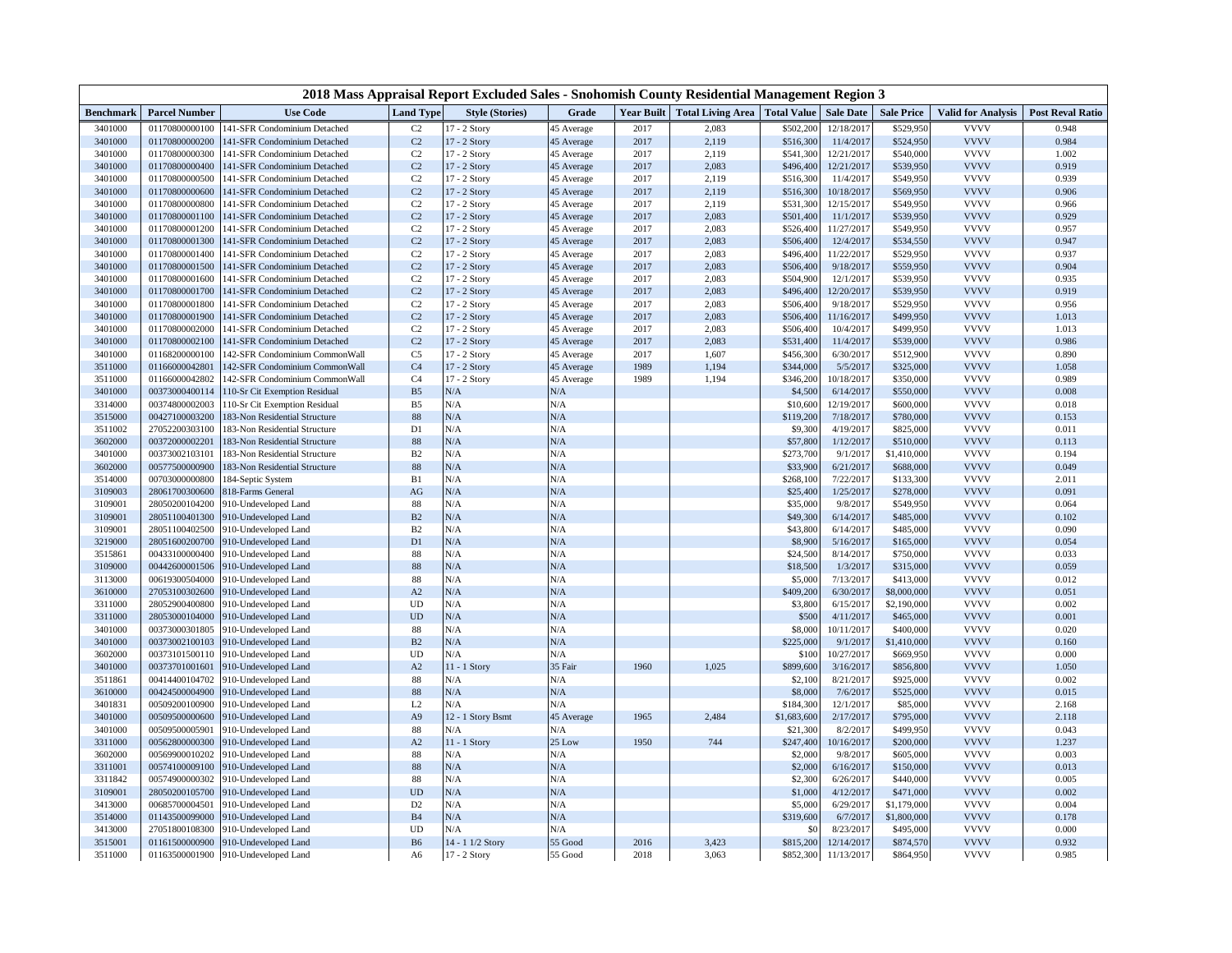# 2018 Mass Appraisal Report Excluded Sales - Snohomish County Residential Management Region 3

| Benchmark | Parcel Number | Use Code | Land Type | Style (Stories) | Grade | Year Built | Total Living Area | Total Value | Sale Date | Sale Price | Valid for Analysis | Post Reval Ratio |
|---|---|---|---|---|---|---|---|---|---|---|---|---|
| 3401000 | 01170800000100 | 141-SFR Condominium Detached | C2 | 17 - 2 Story | 45 Average | 2017 | 2,083 | $502,200 | 12/18/2017 | $529,950 | VVVV | 0.948 |
| 3401000 | 01170800000200 | 141-SFR Condominium Detached | C2 | 17 - 2 Story | 45 Average | 2017 | 2,119 | $516,300 | 11/4/2017 | $524,950 | VVVV | 0.984 |
| 3401000 | 01170800000300 | 141-SFR Condominium Detached | C2 | 17 - 2 Story | 45 Average | 2017 | 2,119 | $541,300 | 12/21/2017 | $540,000 | VVVV | 1.002 |
| 3401000 | 01170800000400 | 141-SFR Condominium Detached | C2 | 17 - 2 Story | 45 Average | 2017 | 2,083 | $496,400 | 12/21/2017 | $539,950 | VVVV | 0.919 |
| 3401000 | 01170800000500 | 141-SFR Condominium Detached | C2 | 17 - 2 Story | 45 Average | 2017 | 2,119 | $516,300 | 11/4/2017 | $549,950 | VVVV | 0.939 |
| 3401000 | 01170800000600 | 141-SFR Condominium Detached | C2 | 17 - 2 Story | 45 Average | 2017 | 2,119 | $516,300 | 10/18/2017 | $569,950 | VVVV | 0.906 |
| 3401000 | 01170800000800 | 141-SFR Condominium Detached | C2 | 17 - 2 Story | 45 Average | 2017 | 2,119 | $531,300 | 12/15/2017 | $549,950 | VVVV | 0.966 |
| 3401000 | 01170800001100 | 141-SFR Condominium Detached | C2 | 17 - 2 Story | 45 Average | 2017 | 2,083 | $501,400 | 11/1/2017 | $539,950 | VVVV | 0.929 |
| 3401000 | 01170800001200 | 141-SFR Condominium Detached | C2 | 17 - 2 Story | 45 Average | 2017 | 2,083 | $526,400 | 11/27/2017 | $549,950 | VVVV | 0.957 |
| 3401000 | 01170800001300 | 141-SFR Condominium Detached | C2 | 17 - 2 Story | 45 Average | 2017 | 2,083 | $506,400 | 12/4/2017 | $534,550 | VVVV | 0.947 |
| 3401000 | 01170800001400 | 141-SFR Condominium Detached | C2 | 17 - 2 Story | 45 Average | 2017 | 2,083 | $496,400 | 11/22/2017 | $529,950 | VVVV | 0.937 |
| 3401000 | 01170800001500 | 141-SFR Condominium Detached | C2 | 17 - 2 Story | 45 Average | 2017 | 2,083 | $506,400 | 9/18/2017 | $559,950 | VVVV | 0.904 |
| 3401000 | 01170800001600 | 141-SFR Condominium Detached | C2 | 17 - 2 Story | 45 Average | 2017 | 2,083 | $504,900 | 12/1/2017 | $539,950 | VVVV | 0.935 |
| 3401000 | 01170800001700 | 141-SFR Condominium Detached | C2 | 17 - 2 Story | 45 Average | 2017 | 2,083 | $496,400 | 12/20/2017 | $539,950 | VVVV | 0.919 |
| 3401000 | 01170800001800 | 141-SFR Condominium Detached | C2 | 17 - 2 Story | 45 Average | 2017 | 2,083 | $506,400 | 9/18/2017 | $529,950 | VVVV | 0.956 |
| 3401000 | 01170800001900 | 141-SFR Condominium Detached | C2 | 17 - 2 Story | 45 Average | 2017 | 2,083 | $506,400 | 11/16/2017 | $499,950 | VVVV | 1.013 |
| 3401000 | 01170800002000 | 141-SFR Condominium Detached | C2 | 17 - 2 Story | 45 Average | 2017 | 2,083 | $506,400 | 10/4/2017 | $499,950 | VVVV | 1.013 |
| 3401000 | 01170800002100 | 141-SFR Condominium Detached | C2 | 17 - 2 Story | 45 Average | 2017 | 2,083 | $531,400 | 11/4/2017 | $539,000 | VVVV | 0.986 |
| 3401000 | 01168200000100 | 142-SFR Condominium CommonWall | C5 | 17 - 2 Story | 45 Average | 2017 | 1,607 | $456,300 | 6/30/2017 | $512,900 | VVVV | 0.890 |
| 3511000 | 01166000042801 | 142-SFR Condominium CommonWall | C4 | 17 - 2 Story | 45 Average | 1989 | 1,194 | $344,000 | 5/5/2017 | $325,000 | VVVV | 1.058 |
| 3511000 | 01166000042802 | 142-SFR Condominium CommonWall | C4 | 17 - 2 Story | 45 Average | 1989 | 1,194 | $346,200 | 10/18/2017 | $350,000 | VVVV | 0.989 |
| 3401000 | 00373000400114 | 110-Sr Cit Exemption Residual | B5 | N/A | N/A | | | $4,500 | 6/14/2017 | $550,000 | VVVV | 0.008 |
| 3314000 | 00374800002003 | 110-Sr Cit Exemption Residual | B5 | N/A | N/A | | | $10,600 | 12/19/2017 | $600,000 | VVVV | 0.018 |
| 3515000 | 00427100003200 | 183-Non Residential Structure | 88 | N/A | N/A | | | $119,200 | 7/18/2017 | $780,000 | VVVV | 0.153 |
| 3511002 | 27052200303100 | 183-Non Residential Structure | D1 | N/A | N/A | | | $9,300 | 4/19/2017 | $825,000 | VVVV | 0.011 |
| 3602000 | 00372000002201 | 183-Non Residential Structure | 88 | N/A | N/A | | | $57,800 | 1/12/2017 | $510,000 | VVVV | 0.113 |
| 3401000 | 00373002103101 | 183-Non Residential Structure | B2 | N/A | N/A | | | $273,700 | 9/1/2017 | $1,410,000 | VVVV | 0.194 |
| 3602000 | 00577500000900 | 183-Non Residential Structure | 88 | N/A | N/A | | | $33,900 | 6/21/2017 | $688,000 | VVVV | 0.049 |
| 3514000 | 00703000000800 | 184-Septic System | B1 | N/A | N/A | | | $268,100 | 7/22/2017 | $133,300 | VVVV | 2.011 |
| 3109003 | 28061700300600 | 818-Farms General | AG | N/A | N/A | | | $25,400 | 1/25/2017 | $278,000 | VVVV | 0.091 |
| 3109001 | 28050200104200 | 910-Undeveloped Land | 88 | N/A | N/A | | | $35,000 | 9/8/2017 | $549,950 | VVVV | 0.064 |
| 3109001 | 28051100401300 | 910-Undeveloped Land | B2 | N/A | N/A | | | $49,300 | 6/14/2017 | $485,000 | VVVV | 0.102 |
| 3109001 | 28051100402500 | 910-Undeveloped Land | B2 | N/A | N/A | | | $43,800 | 6/14/2017 | $485,000 | VVVV | 0.090 |
| 3219000 | 28051600200700 | 910-Undeveloped Land | D1 | N/A | N/A | | | $8,900 | 5/16/2017 | $165,000 | VVVV | 0.054 |
| 3515861 | 00433100000400 | 910-Undeveloped Land | 88 | N/A | N/A | | | $24,500 | 8/14/2017 | $750,000 | VVVV | 0.033 |
| 3109000 | 00442600001506 | 910-Undeveloped Land | 88 | N/A | N/A | | | $18,500 | 1/3/2017 | $315,000 | VVVV | 0.059 |
| 3113000 | 00619300504000 | 910-Undeveloped Land | 88 | N/A | N/A | | | $5,000 | 7/13/2017 | $413,000 | VVVV | 0.012 |
| 3610000 | 27053100302600 | 910-Undeveloped Land | A2 | N/A | N/A | | | $409,200 | 6/30/2017 | $8,000,000 | VVVV | 0.051 |
| 3311000 | 28052900400800 | 910-Undeveloped Land | UD | N/A | N/A | | | $3,800 | 6/15/2017 | $2,190,000 | VVVV | 0.002 |
| 3311000 | 28053000104000 | 910-Undeveloped Land | UD | N/A | N/A | | | $500 | 4/11/2017 | $465,000 | VVVV | 0.001 |
| 3401000 | 00373000301805 | 910-Undeveloped Land | 88 | N/A | N/A | | | $8,000 | 10/11/2017 | $400,000 | VVVV | 0.020 |
| 3401000 | 00373002100103 | 910-Undeveloped Land | B2 | N/A | N/A | | | $225,000 | 9/1/2017 | $1,410,000 | VVVV | 0.160 |
| 3602000 | 00373101500110 | 910-Undeveloped Land | UD | N/A | N/A | | | $100 | 10/27/2017 | $669,950 | VVVV | 0.000 |
| 3401000 | 00373701001601 | 910-Undeveloped Land | A2 | 11 - 1 Story | 35 Fair | 1960 | 1,025 | $899,600 | 3/16/2017 | $856,800 | VVVV | 1.050 |
| 3511861 | 00414400104702 | 910-Undeveloped Land | 88 | N/A | N/A | | | $2,100 | 8/21/2017 | $925,000 | VVVV | 0.002 |
| 3610000 | 00424500004900 | 910-Undeveloped Land | 88 | N/A | N/A | | | $8,000 | 7/6/2017 | $525,000 | VVVV | 0.015 |
| 3401831 | 00509200100900 | 910-Undeveloped Land | L2 | N/A | N/A | | | $184,300 | 12/1/2017 | $85,000 | VVVV | 2.168 |
| 3401000 | 00509500000600 | 910-Undeveloped Land | A9 | 12 - 1 Story Bsmt | 45 Average | 1965 | 2,484 | $1,683,600 | 2/17/2017 | $795,000 | VVVV | 2.118 |
| 3401000 | 00509500005901 | 910-Undeveloped Land | 88 | N/A | N/A | | | $21,300 | 8/2/2017 | $499,950 | VVVV | 0.043 |
| 3311000 | 00562800000300 | 910-Undeveloped Land | A2 | 11 - 1 Story | 25 Low | 1950 | 744 | $247,400 | 10/16/2017 | $200,000 | VVVV | 1.237 |
| 3602000 | 00569900010202 | 910-Undeveloped Land | 88 | N/A | N/A | | | $2,000 | 9/8/2017 | $605,000 | VVVV | 0.003 |
| 3311001 | 00574100009100 | 910-Undeveloped Land | 88 | N/A | N/A | | | $2,000 | 6/16/2017 | $150,000 | VVVV | 0.013 |
| 3311842 | 00574900000302 | 910-Undeveloped Land | 88 | N/A | N/A | | | $2,300 | 6/26/2017 | $440,000 | VVVV | 0.005 |
| 3109001 | 28050200105700 | 910-Undeveloped Land | UD | N/A | N/A | | | $1,000 | 4/12/2017 | $471,000 | VVVV | 0.002 |
| 3413000 | 00685700004501 | 910-Undeveloped Land | D2 | N/A | N/A | | | $5,000 | 6/29/2017 | $1,179,000 | VVVV | 0.004 |
| 3514000 | 01143500099000 | 910-Undeveloped Land | B4 | N/A | N/A | | | $319,600 | 6/7/2017 | $1,800,000 | VVVV | 0.178 |
| 3413000 | 27051800108300 | 910-Undeveloped Land | UD | N/A | N/A | | | $0 | 8/23/2017 | $495,000 | VVVV | 0.000 |
| 3515001 | 01161500000900 | 910-Undeveloped Land | B6 | 14 - 1 1/2 Story | 55 Good | 2016 | 3,423 | $815,200 | 12/14/2017 | $874,570 | VVVV | 0.932 |
| 3511000 | 01163500001900 | 910-Undeveloped Land | A6 | 17 - 2 Story | 55 Good | 2018 | 3,063 | $852,300 | 11/13/2017 | $864,950 | VVVV | 0.985 |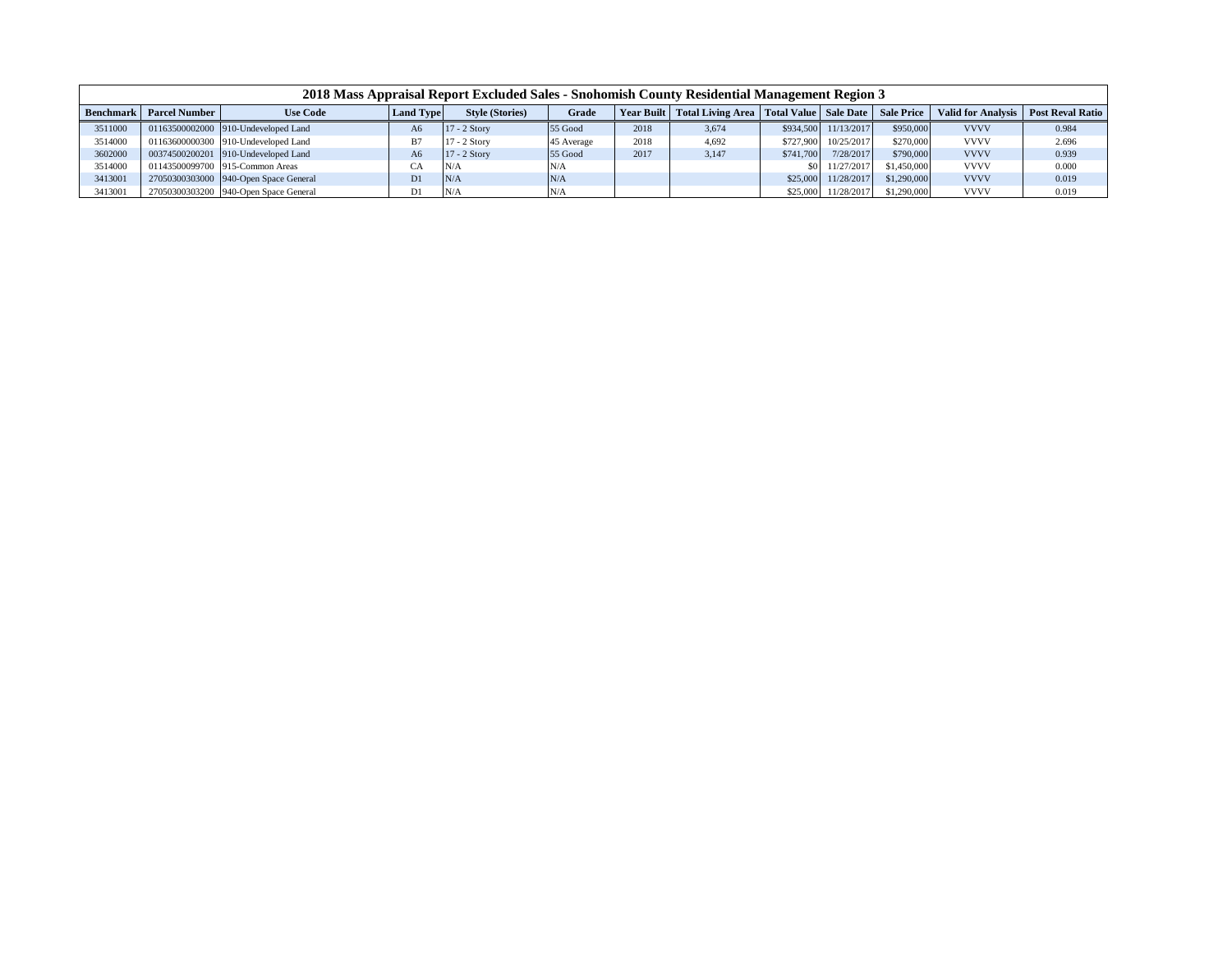# 2018 Mass Appraisal Report Excluded Sales - Snohomish County Residential Management Region 3

| Benchmark | Parcel Number | Use Code | Land Type | Style (Stories) | Grade | Year Built | Total Living Area | Total Value | Sale Date | Sale Price | Valid for Analysis | Post Reval Ratio |
|---|---|---|---|---|---|---|---|---|---|---|---|---|
| 3511000 | 01163500002000 | 910-Undeveloped Land | A6 | 17 - 2 Story | 55 Good | 2018 | 3,674 | $934,500 | 11/13/2017 | $950,000 | VVVV | 0.984 |
| 3514000 | 01163600000300 | 910-Undeveloped Land | B7 | 17 - 2 Story | 45 Average | 2018 | 4,692 | $727,900 | 10/25/2017 | $270,000 | VVVV | 2.696 |
| 3602000 | 00374500200201 | 910-Undeveloped Land | A6 | 17 - 2 Story | 55 Good | 2017 | 3,147 | $741,700 | 7/28/2017 | $790,000 | VVVV | 0.939 |
| 3514000 | 01143500099700 | 915-Common Areas | CA | N/A | N/A | | | $0 | 11/27/2017 | $1,450,000 | VVVV | 0.000 |
| 3413001 | 27050300303000 | 940-Open Space General | D1 | N/A | N/A | | | $25,000 | 11/28/2017 | $1,290,000 | VVVV | 0.019 |
| 3413001 | 27050300303200 | 940-Open Space General | D1 | N/A | N/A | | | $25,000 | 11/28/2017 | $1,290,000 | VVVV | 0.019 |